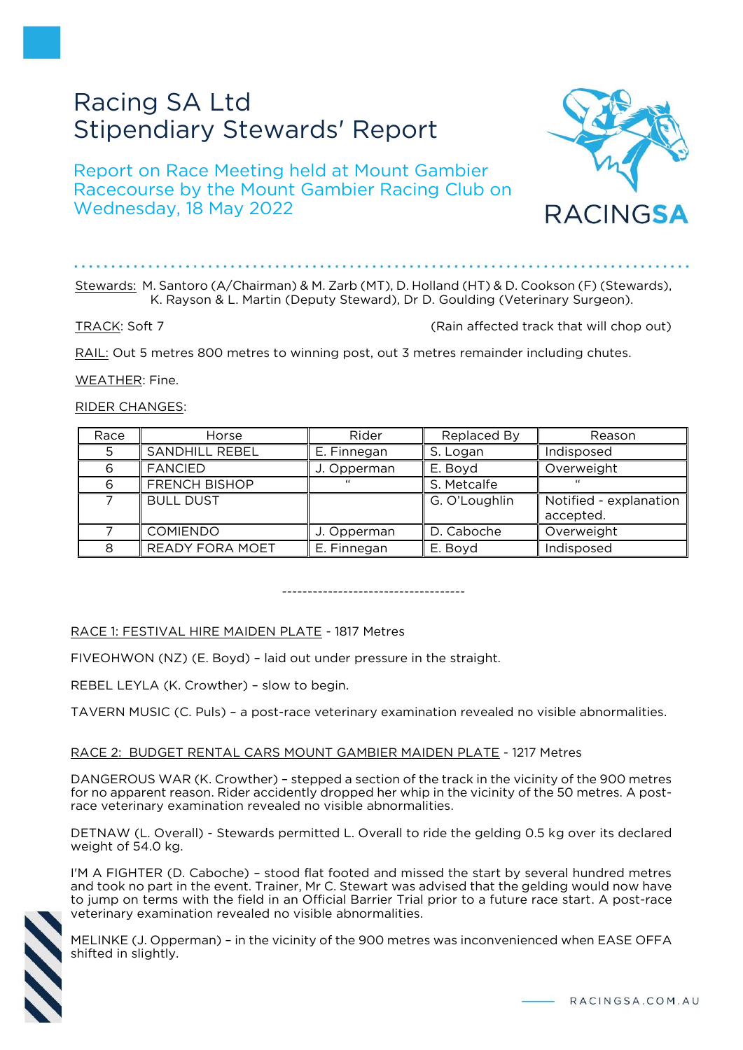# Racing SA Ltd
# Stipendiary Stewards' Report

## Report on Race Meeting held at Mount Gambier Racecourse by the Mount Gambier Racing Club on Wednesday, 18 May 2022

Stewards: M. Santoro (A/Chairman) & M. Zarb (MT), D. Holland (HT) & D. Cookson (F) (Stewards), K. Rayson & L. Martin (Deputy Steward), Dr D. Goulding (Veterinary Surgeon).

TRACK: Soft 7 (Rain affected track that will chop out)

RAIL: Out 5 metres 800 metres to winning post, out 3 metres remainder including chutes.

WEATHER: Fine.

RIDER CHANGES:

| Race | Horse | Rider | Replaced By | Reason |
|---|---|---|---|---|
| 5 | SANDHILL REBEL | E. Finnegan | S. Logan | Indisposed |
| 6 | FANCIED | J. Opperman | E. Boyd | Overweight |
| 6 | FRENCH BISHOP | " | S. Metcalfe | " |
| 7 | BULL DUST | | G. O'Loughlin | Notified - explanation accepted. |
| 7 | COMIENDO | J. Opperman | D. Caboche | Overweight |
| 8 | READY FORA MOET | E. Finnegan | E. Boyd | Indisposed |

------------------------------------

RACE 1: FESTIVAL HIRE MAIDEN PLATE - 1817 Metres

FIVEOHWON (NZ) (E. Boyd) – laid out under pressure in the straight.

REBEL LEYLA (K. Crowther) – slow to begin.

TAVERN MUSIC (C. Puls) – a post-race veterinary examination revealed no visible abnormalities.

RACE 2: BUDGET RENTAL CARS MOUNT GAMBIER MAIDEN PLATE - 1217 Metres

DANGEROUS WAR (K. Crowther) – stepped a section of the track in the vicinity of the 900 metres for no apparent reason. Rider accidently dropped her whip in the vicinity of the 50 metres. A post-race veterinary examination revealed no visible abnormalities.

DETNAW (L. Overall) - Stewards permitted L. Overall to ride the gelding 0.5 kg over its declared weight of 54.0 kg.

I'M A FIGHTER (D. Caboche) – stood flat footed and missed the start by several hundred metres and took no part in the event. Trainer, Mr C. Stewart was advised that the gelding would now have to jump on terms with the field in an Official Barrier Trial prior to a future race start. A post-race veterinary examination revealed no visible abnormalities.

MELINKE (J. Opperman) – in the vicinity of the 900 metres was inconvenienced when EASE OFFA shifted in slightly.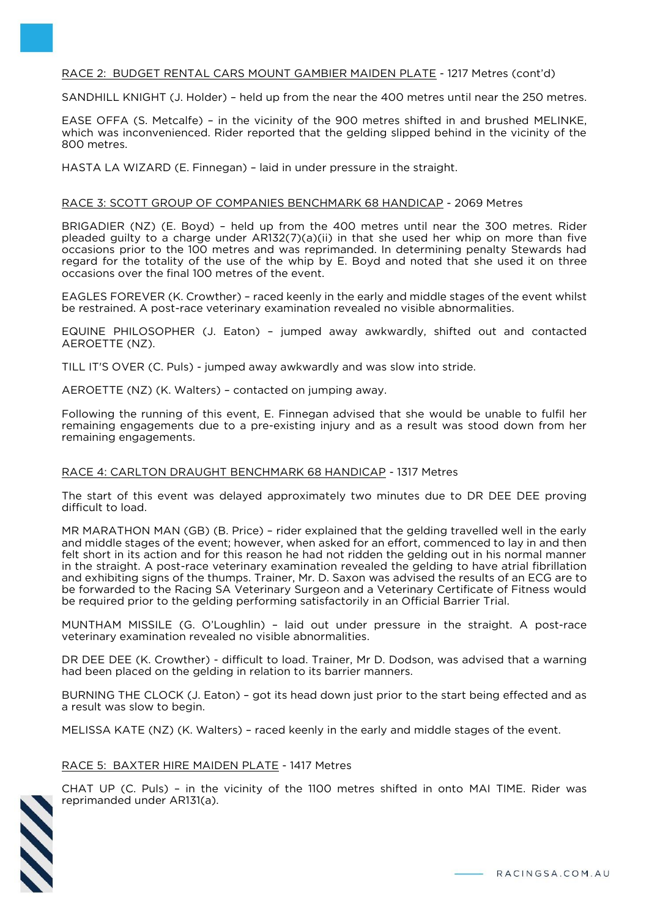<u>RACE 2: BUDGET RENTAL CARS MOUNT GAMBIER MAIDEN PLATE</u> - 1217 Metres (cont'd)

SANDHILL KNIGHT (J. Holder) – held up from the near the 400 metres until near the 250 metres.

EASE OFFA (S. Metcalfe) – in the vicinity of the 900 metres shifted in and brushed MELINKE, which was inconvenienced. Rider reported that the gelding slipped behind in the vicinity of the 800 metres.

HASTA LA WIZARD (E. Finnegan) – laid in under pressure in the straight.

<u>RACE 3: SCOTT GROUP OF COMPANIES BENCHMARK 68 HANDICAP</u> - 2069 Metres

BRIGADIER (NZ) (E. Boyd) – held up from the 400 metres until near the 300 metres. Rider pleaded guilty to a charge under AR132(7)(a)(ii) in that she used her whip on more than five occasions prior to the 100 metres and was reprimanded. In determining penalty Stewards had regard for the totality of the use of the whip by E. Boyd and noted that she used it on three occasions over the final 100 metres of the event.

EAGLES FOREVER (K. Crowther) – raced keenly in the early and middle stages of the event whilst be restrained. A post-race veterinary examination revealed no visible abnormalities.

EQUINE PHILOSOPHER (J. Eaton) – jumped away awkwardly, shifted out and contacted AEROETTE (NZ).

TILL IT'S OVER (C. Puls) - jumped away awkwardly and was slow into stride.

AEROETTE (NZ) (K. Walters) – contacted on jumping away.

Following the running of this event, E. Finnegan advised that she would be unable to fulfil her remaining engagements due to a pre-existing injury and as a result was stood down from her remaining engagements.

<u>RACE 4: CARLTON DRAUGHT BENCHMARK 68 HANDICAP</u> - 1317 Metres

The start of this event was delayed approximately two minutes due to DR DEE DEE proving difficult to load.

MR MARATHON MAN (GB) (B. Price) – rider explained that the gelding travelled well in the early and middle stages of the event; however, when asked for an effort, commenced to lay in and then felt short in its action and for this reason he had not ridden the gelding out in his normal manner in the straight. A post-race veterinary examination revealed the gelding to have atrial fibrillation and exhibiting signs of the thumps. Trainer, Mr. D. Saxon was advised the results of an ECG are to be forwarded to the Racing SA Veterinary Surgeon and a Veterinary Certificate of Fitness would be required prior to the gelding performing satisfactorily in an Official Barrier Trial.

MUNTHAM MISSILE (G. O'Loughlin) – laid out under pressure in the straight. A post-race veterinary examination revealed no visible abnormalities.

DR DEE DEE (K. Crowther) - difficult to load. Trainer, Mr D. Dodson, was advised that a warning had been placed on the gelding in relation to its barrier manners.

BURNING THE CLOCK (J. Eaton) – got its head down just prior to the start being effected and as a result was slow to begin.

MELISSA KATE (NZ) (K. Walters) – raced keenly in the early and middle stages of the event.

<u>RACE 5: BAXTER HIRE MAIDEN PLATE</u> - 1417 Metres

CHAT UP (C. Puls) – in the vicinity of the 1100 metres shifted in onto MAI TIME. Rider was reprimanded under AR131(a).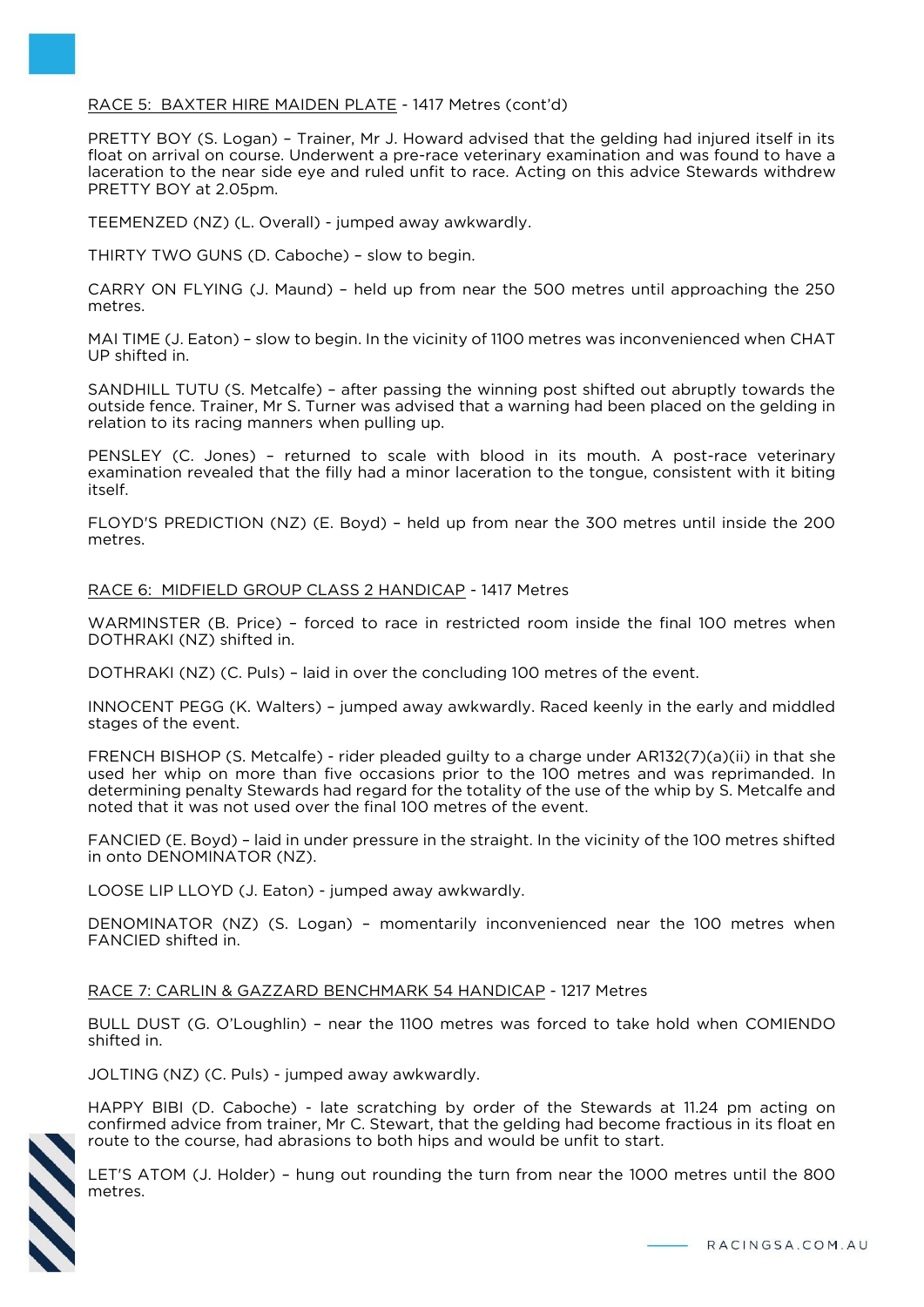RACE 5: BAXTER HIRE MAIDEN PLATE - 1417 Metres (cont'd)

PRETTY BOY (S. Logan) – Trainer, Mr J. Howard advised that the gelding had injured itself in its float on arrival on course. Underwent a pre-race veterinary examination and was found to have a laceration to the near side eye and ruled unfit to race. Acting on this advice Stewards withdrew PRETTY BOY at 2.05pm.

TEEMENZED (NZ) (L. Overall) - jumped away awkwardly.

THIRTY TWO GUNS (D. Caboche) – slow to begin.

CARRY ON FLYING (J. Maund) – held up from near the 500 metres until approaching the 250 metres.

MAI TIME (J. Eaton) – slow to begin. In the vicinity of 1100 metres was inconvenienced when CHAT UP shifted in.

SANDHILL TUTU (S. Metcalfe) – after passing the winning post shifted out abruptly towards the outside fence. Trainer, Mr S. Turner was advised that a warning had been placed on the gelding in relation to its racing manners when pulling up.

PENSLEY (C. Jones) – returned to scale with blood in its mouth. A post-race veterinary examination revealed that the filly had a minor laceration to the tongue, consistent with it biting itself.

FLOYD'S PREDICTION (NZ) (E. Boyd) – held up from near the 300 metres until inside the 200 metres.

RACE 6: MIDFIELD GROUP CLASS 2 HANDICAP - 1417 Metres

WARMINSTER (B. Price) – forced to race in restricted room inside the final 100 metres when DOTHRAKI (NZ) shifted in.

DOTHRAKI (NZ) (C. Puls) – laid in over the concluding 100 metres of the event.

INNOCENT PEGG (K. Walters) – jumped away awkwardly. Raced keenly in the early and middled stages of the event.

FRENCH BISHOP (S. Metcalfe) - rider pleaded guilty to a charge under AR132(7)(a)(ii) in that she used her whip on more than five occasions prior to the 100 metres and was reprimanded. In determining penalty Stewards had regard for the totality of the use of the whip by S. Metcalfe and noted that it was not used over the final 100 metres of the event.

FANCIED (E. Boyd) – laid in under pressure in the straight. In the vicinity of the 100 metres shifted in onto DENOMINATOR (NZ).

LOOSE LIP LLOYD (J. Eaton) - jumped away awkwardly.

DENOMINATOR (NZ) (S. Logan) – momentarily inconvenienced near the 100 metres when FANCIED shifted in.

RACE 7: CARLIN & GAZZARD BENCHMARK 54 HANDICAP - 1217 Metres

BULL DUST (G. O'Loughlin) – near the 1100 metres was forced to take hold when COMIENDO shifted in.

JOLTING (NZ) (C. Puls) - jumped away awkwardly.

HAPPY BIBI (D. Caboche) - late scratching by order of the Stewards at 11.24 pm acting on confirmed advice from trainer, Mr C. Stewart, that the gelding had become fractious in its float en route to the course, had abrasions to both hips and would be unfit to start.

LET'S ATOM (J. Holder) – hung out rounding the turn from near the 1000 metres until the 800 metres.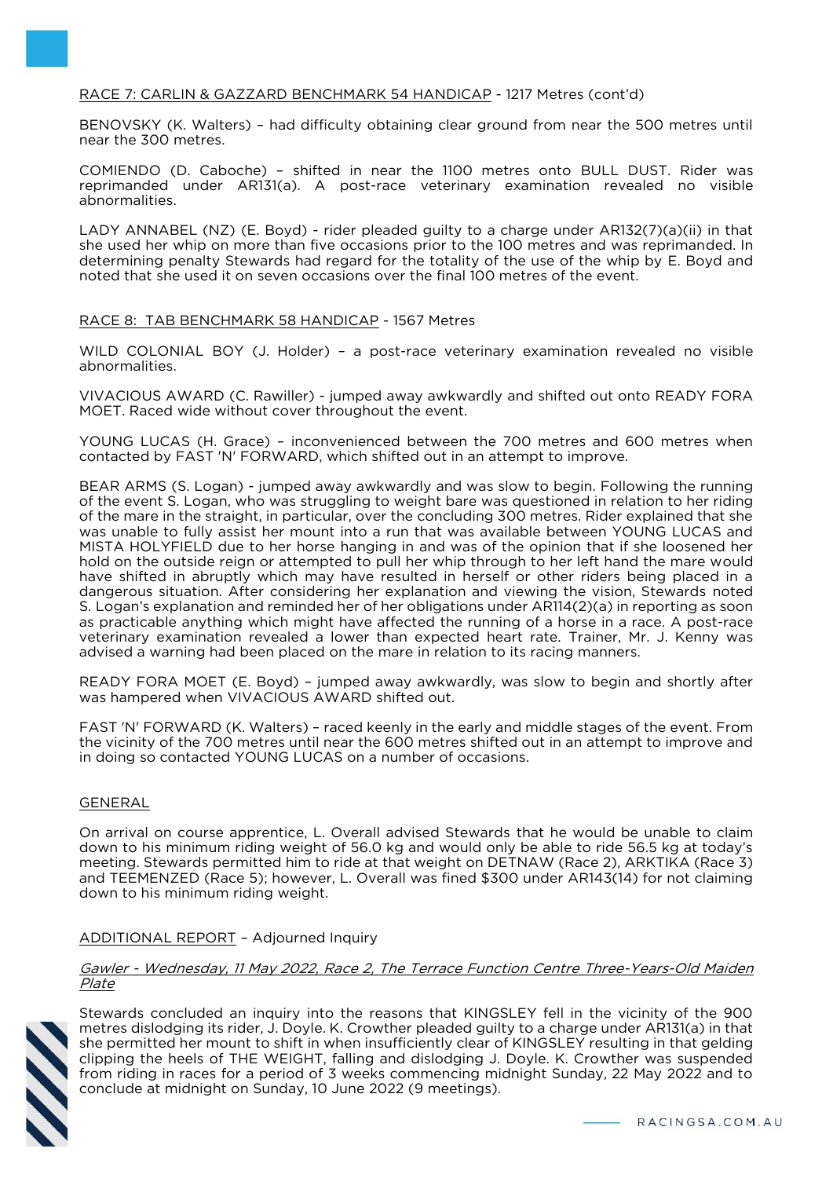<u>RACE 7: CARLIN & GAZZARD BENCHMARK 54 HANDICAP</u> - 1217 Metres (cont'd)

BENOVSKY (K. Walters) – had difficulty obtaining clear ground from near the 500 metres until near the 300 metres.

COMIENDO (D. Caboche) – shifted in near the 1100 metres onto BULL DUST. Rider was reprimanded under AR131(a). A post-race veterinary examination revealed no visible abnormalities.

LADY ANNABEL (NZ) (E. Boyd) - rider pleaded guilty to a charge under AR132(7)(a)(ii) in that she used her whip on more than five occasions prior to the 100 metres and was reprimanded. In determining penalty Stewards had regard for the totality of the use of the whip by E. Boyd and noted that she used it on seven occasions over the final 100 metres of the event.

<u>RACE 8: TAB BENCHMARK 58 HANDICAP</u> - 1567 Metres

WILD COLONIAL BOY (J. Holder) – a post-race veterinary examination revealed no visible abnormalities.

VIVACIOUS AWARD (C. Rawiller) - jumped away awkwardly and shifted out onto READY FORA MOET. Raced wide without cover throughout the event.

YOUNG LUCAS (H. Grace) – inconvenienced between the 700 metres and 600 metres when contacted by FAST 'N' FORWARD, which shifted out in an attempt to improve.

BEAR ARMS (S. Logan) - jumped away awkwardly and was slow to begin. Following the running of the event S. Logan, who was struggling to weight bare was questioned in relation to her riding of the mare in the straight, in particular, over the concluding 300 metres. Rider explained that she was unable to fully assist her mount into a run that was available between YOUNG LUCAS and MISTA HOLYFIELD due to her horse hanging in and was of the opinion that if she loosened her hold on the outside reign or attempted to pull her whip through to her left hand the mare would have shifted in abruptly which may have resulted in herself or other riders being placed in a dangerous situation. After considering her explanation and viewing the vision, Stewards noted S. Logan's explanation and reminded her of her obligations under AR114(2)(a) in reporting as soon as practicable anything which might have affected the running of a horse in a race. A post-race veterinary examination revealed a lower than expected heart rate. Trainer, Mr. J. Kenny was advised a warning had been placed on the mare in relation to its racing manners.

READY FORA MOET (E. Boyd) – jumped away awkwardly, was slow to begin and shortly after was hampered when VIVACIOUS AWARD shifted out.

FAST 'N' FORWARD (K. Walters) – raced keenly in the early and middle stages of the event. From the vicinity of the 700 metres until near the 600 metres shifted out in an attempt to improve and in doing so contacted YOUNG LUCAS on a number of occasions.

<u>GENERAL</u>

On arrival on course apprentice, L. Overall advised Stewards that he would be unable to claim down to his minimum riding weight of 56.0 kg and would only be able to ride 56.5 kg at today's meeting. Stewards permitted him to ride at that weight on DETNAW (Race 2), ARKTIKA (Race 3) and TEEMENZED (Race 5); however, L. Overall was fined $300 under AR143(14) for not claiming down to his minimum riding weight.

<u>ADDITIONAL REPORT</u> – Adjourned Inquiry

*<u>Gawler - Wednesday, 11 May 2022, Race 2, The Terrace Function Centre Three-Years-Old Maiden Plate</u>*

Stewards concluded an inquiry into the reasons that KINGSLEY fell in the vicinity of the 900 metres dislodging its rider, J. Doyle. K. Crowther pleaded guilty to a charge under AR131(a) in that she permitted her mount to shift in when insufficiently clear of KINGSLEY resulting in that gelding clipping the heels of THE WEIGHT, falling and dislodging J. Doyle. K. Crowther was suspended from riding in races for a period of 3 weeks commencing midnight Sunday, 22 May 2022 and to conclude at midnight on Sunday, 10 June 2022 (9 meetings).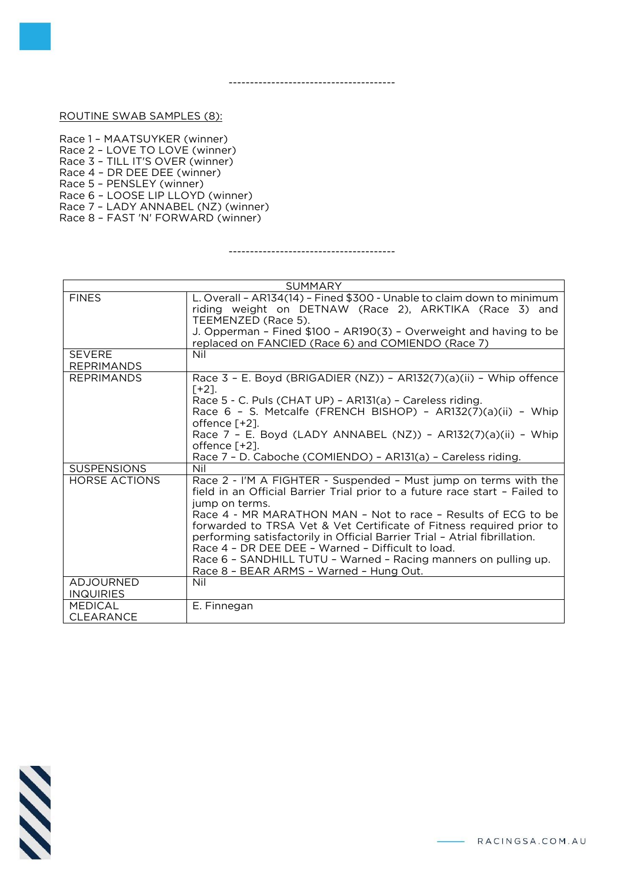---------------------------------------

ROUTINE SWAB SAMPLES (8):

Race 1 – MAATSUYKER (winner)
Race 2 – LOVE TO LOVE (winner)
Race 3 – TILL IT'S OVER (winner)
Race 4 – DR DEE DEE (winner)
Race 5 – PENSLEY (winner)
Race 6 – LOOSE LIP LLOYD (winner)
Race 7 – LADY ANNABEL (NZ) (winner)
Race 8 – FAST 'N' FORWARD (winner)

---------------------------------------

| SUMMARY | |
|---|---|
| FINES | L. Overall – AR134(14) – Fined $300 - Unable to claim down to minimum riding weight on DETNAW (Race 2), ARKTIKA (Race 3) and TEEMENZED (Race 5).<br>J. Opperman – Fined $100 – AR190(3) – Overweight and having to be replaced on FANCIED (Race 6) and COMIENDO (Race 7) |
| SEVERE REPRIMANDS | Nil |
| REPRIMANDS | Race 3 – E. Boyd (BRIGADIER (NZ)) – AR132(7)(a)(ii) – Whip offence [+2].<br>Race 5 - C. Puls (CHAT UP) – AR131(a) – Careless riding.<br>Race 6 – S. Metcalfe (FRENCH BISHOP) – AR132(7)(a)(ii) – Whip offence [+2].<br>Race 7 – E. Boyd (LADY ANNABEL (NZ)) – AR132(7)(a)(ii) – Whip offence [+2].<br>Race 7 – D. Caboche (COMIENDO) – AR131(a) – Careless riding. |
| SUSPENSIONS | Nil |
| HORSE ACTIONS | Race 2 - I'M A FIGHTER - Suspended – Must jump on terms with the field in an Official Barrier Trial prior to a future race start – Failed to jump on terms.<br>Race 4 - MR MARATHON MAN – Not to race – Results of ECG to be forwarded to TRSA Vet & Vet Certificate of Fitness required prior to performing satisfactorily in Official Barrier Trial – Atrial fibrillation.<br>Race 4 – DR DEE DEE – Warned – Difficult to load.<br>Race 6 – SANDHILL TUTU – Warned – Racing manners on pulling up.<br>Race 8 – BEAR ARMS – Warned – Hung Out. |
| ADJOURNED INQUIRIES | Nil |
| MEDICAL CLEARANCE | E. Finnegan |